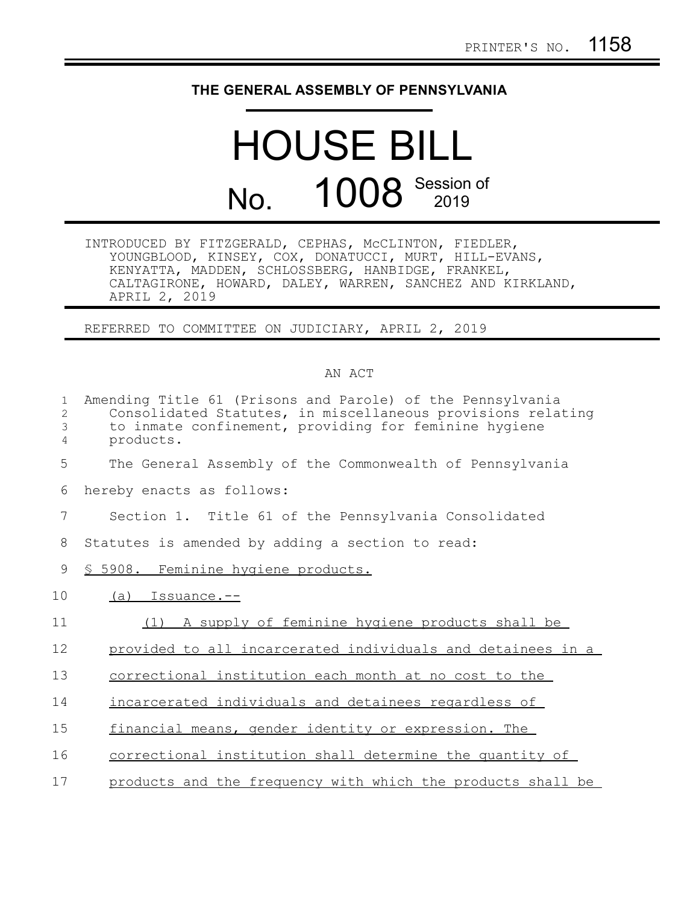PRINTER'S NO. 1158

# THE GENERAL ASSEMBLY OF PENNSYLVANIA

# HOUSE BILL No. 1008 Session of 2019

INTRODUCED BY FITZGERALD, CEPHAS, McCLINTON, FIEDLER, YOUNGBLOOD, KINSEY, COX, DONATUCCI, MURT, HILL-EVANS, KENYATTA, MADDEN, SCHLOSSBERG, HANBIDGE, FRANKEL, CALTAGIRONE, HOWARD, DALEY, WARREN, SANCHEZ AND KIRKLAND, APRIL 2, 2019

REFERRED TO COMMITTEE ON JUDICIARY, APRIL 2, 2019

AN ACT

Amending Title 61 (Prisons and Parole) of the Pennsylvania Consolidated Statutes, in miscellaneous provisions relating to inmate confinement, providing for feminine hygiene products.

The General Assembly of the Commonwealth of Pennsylvania hereby enacts as follows:

Section 1. Title 61 of the Pennsylvania Consolidated Statutes is amended by adding a section to read:

§ 5908. Feminine hygiene products.

(a) Issuance.--

(1) A supply of feminine hygiene products shall be provided to all incarcerated individuals and detainees in a correctional institution each month at no cost to the incarcerated individuals and detainees regardless of financial means, gender identity or expression. The correctional institution shall determine the quantity of products and the frequency with which the products shall be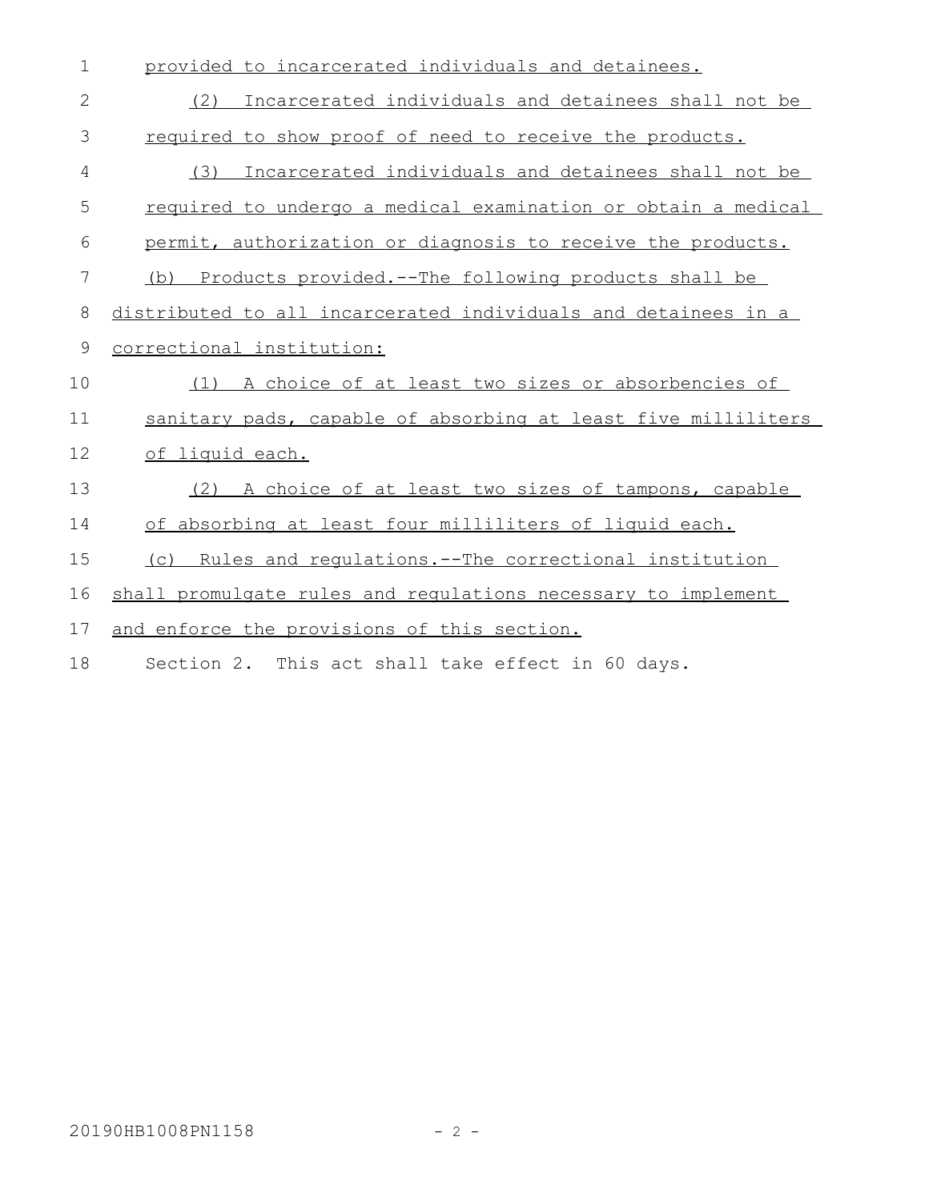provided to incarcerated individuals and detainees.

(2) Incarcerated individuals and detainees shall not be required to show proof of need to receive the products.

(3) Incarcerated individuals and detainees shall not be required to undergo a medical examination or obtain a medical permit, authorization or diagnosis to receive the products.

(b) Products provided.--The following products shall be distributed to all incarcerated individuals and detainees in a correctional institution:

(1) A choice of at least two sizes or absorbencies of sanitary pads, capable of absorbing at least five milliliters of liquid each.

(2) A choice of at least two sizes of tampons, capable of absorbing at least four milliliters of liquid each.

(c) Rules and regulations.--The correctional institution shall promulgate rules and regulations necessary to implement and enforce the provisions of this section.

Section 2. This act shall take effect in 60 days.